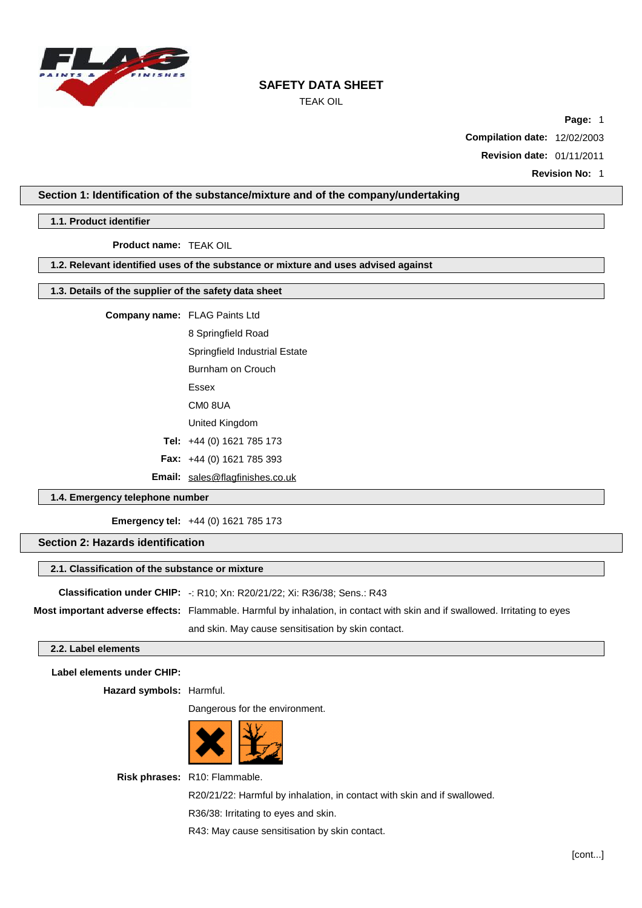# SAFETY DATA SHEET

TEAK OIL

**Page:** 1

**Compilation date:** 12/02/2003

**Revision date:** 01/11/2011

**Revision No:** 1

## Section 1: Identification of the substance/mixture and of the company/undertaking

### 1.1. Product identifier

**Product name:** TEAK OIL

### 1.2. Relevant identified uses of the substance or mixture and uses advised against

### 1.3. Details of the supplier of the safety data sheet

**Company name:** FLAG Paints Ltd

8 Springfield Road

Springfield Industrial Estate

Burnham on Crouch

Essex

CM0 8UA

United Kingdom

**Tel:** +44 (0) 1621 785 173

**Fax:** +44 (0) 1621 785 393

**Email:** sales@flagfinishes.co.uk

### 1.4. Emergency telephone number

**Emergency tel:** +44 (0) 1621 785 173

## Section 2: Hazards identification

### 2.1. Classification of the substance or mixture

**Classification under CHIP:** -: R10; Xn: R20/21/22; Xi: R36/38; Sens.: R43

**Most important adverse effects:** Flammable. Harmful by inhalation, in contact with skin and if swallowed. Irritating to eyes and skin. May cause sensitisation by skin contact.

### 2.2. Label elements

**Label elements under CHIP:**

**Hazard symbols:** Harmful.

Dangerous for the environment.

**Risk phrases:** R10: Flammable.

R20/21/22: Harmful by inhalation, in contact with skin and if swallowed.

R36/38: Irritating to eyes and skin.

R43: May cause sensitisation by skin contact.

[cont...]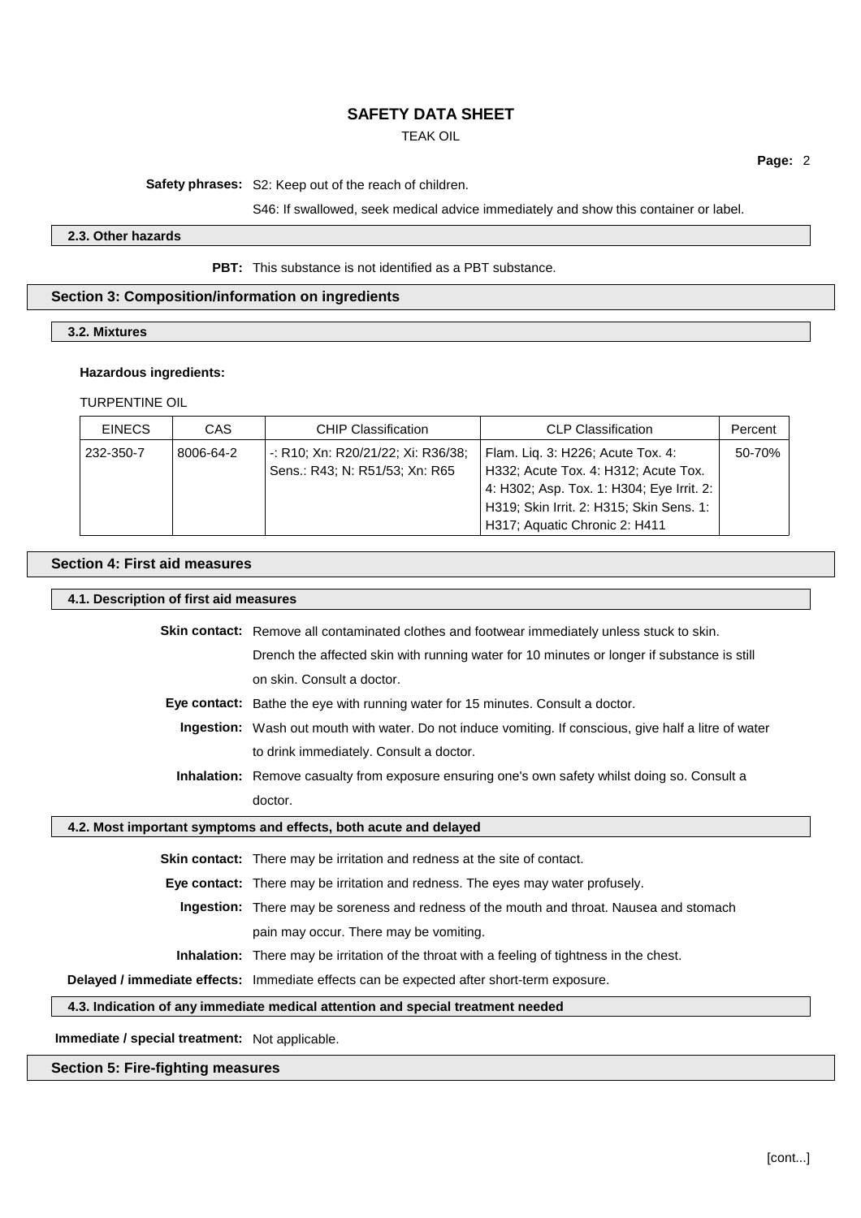**Safety phrases:** S2: Keep out of the reach of children.

S46: If swallowed, seek medical advice immediately and show this container or label.

### 2.3. Other hazards

**PBT:** This substance is not identified as a PBT substance.

## Section 3: Composition/information on ingredients

### 3.2. Mixtures

**Hazardous ingredients:**

TURPENTINE OIL

| EINECS | CAS | CHIP Classification | CLP Classification | Percent |
|---|---|---|---|---|
| 232-350-7 | 8006-64-2 | -: R10; Xn: R20/21/22; Xi: R36/38; Sens.: R43; N: R51/53; Xn: R65 | Flam. Liq. 3: H226; Acute Tox. 4: H332; Acute Tox. 4: H312; Acute Tox. 4: H302; Asp. Tox. 1: H304; Eye Irrit. 2: H319; Skin Irrit. 2: H315; Skin Sens. 1: H317; Aquatic Chronic 2: H411 | 50-70% |

## Section 4: First aid measures

### 4.1. Description of first aid measures

**Skin contact:** Remove all contaminated clothes and footwear immediately unless stuck to skin. Drench the affected skin with running water for 10 minutes or longer if substance is still on skin. Consult a doctor.

**Eye contact:** Bathe the eye with running water for 15 minutes. Consult a doctor.

**Ingestion:** Wash out mouth with water. Do not induce vomiting. If conscious, give half a litre of water to drink immediately. Consult a doctor.

**Inhalation:** Remove casualty from exposure ensuring one's own safety whilst doing so. Consult a doctor.

### 4.2. Most important symptoms and effects, both acute and delayed

**Skin contact:** There may be irritation and redness at the site of contact.

**Eye contact:** There may be irritation and redness. The eyes may water profusely.

**Ingestion:** There may be soreness and redness of the mouth and throat. Nausea and stomach pain may occur. There may be vomiting.

**Inhalation:** There may be irritation of the throat with a feeling of tightness in the chest.

**Delayed / immediate effects:** Immediate effects can be expected after short-term exposure.

### 4.3. Indication of any immediate medical attention and special treatment needed

**Immediate / special treatment:** Not applicable.

## Section 5: Fire-fighting measures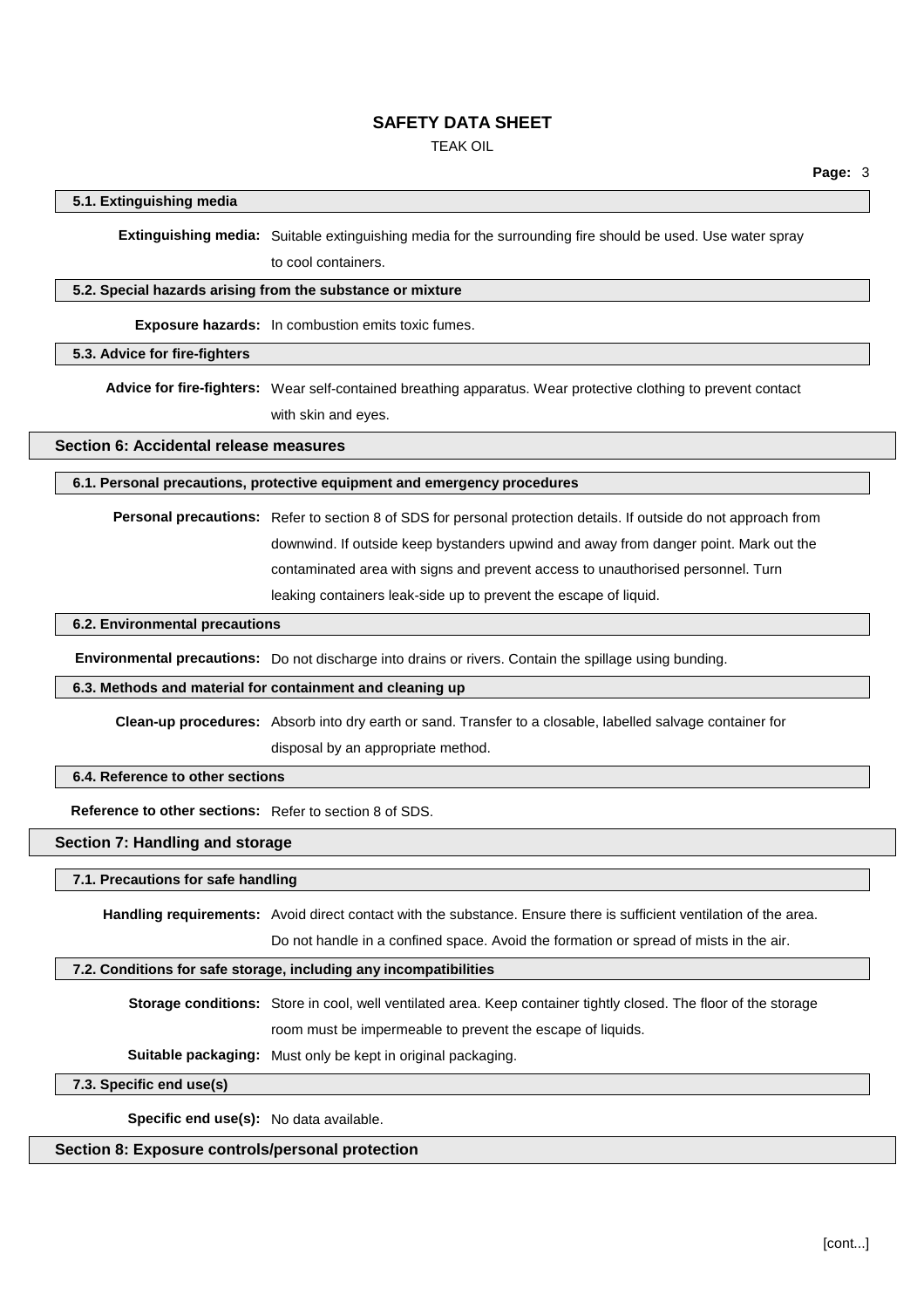### 5.1. Extinguishing media

**Extinguishing media:** Suitable extinguishing media for the surrounding fire should be used. Use water spray to cool containers.

### 5.2. Special hazards arising from the substance or mixture

**Exposure hazards:** In combustion emits toxic fumes.

### 5.3. Advice for fire-fighters

**Advice for fire-fighters:** Wear self-contained breathing apparatus. Wear protective clothing to prevent contact with skin and eyes.

## Section 6: Accidental release measures

### 6.1. Personal precautions, protective equipment and emergency procedures

**Personal precautions:** Refer to section 8 of SDS for personal protection details. If outside do not approach from downwind. If outside keep bystanders upwind and away from danger point. Mark out the contaminated area with signs and prevent access to unauthorised personnel. Turn leaking containers leak-side up to prevent the escape of liquid.

### 6.2. Environmental precautions

**Environmental precautions:** Do not discharge into drains or rivers. Contain the spillage using bunding.

### 6.3. Methods and material for containment and cleaning up

**Clean-up procedures:** Absorb into dry earth or sand. Transfer to a closable, labelled salvage container for disposal by an appropriate method.

### 6.4. Reference to other sections

**Reference to other sections:** Refer to section 8 of SDS.

## Section 7: Handling and storage

### 7.1. Precautions for safe handling

**Handling requirements:** Avoid direct contact with the substance. Ensure there is sufficient ventilation of the area. Do not handle in a confined space. Avoid the formation or spread of mists in the air.

### 7.2. Conditions for safe storage, including any incompatibilities

**Storage conditions:** Store in cool, well ventilated area. Keep container tightly closed. The floor of the storage room must be impermeable to prevent the escape of liquids.

**Suitable packaging:** Must only be kept in original packaging.

### 7.3. Specific end use(s)

**Specific end use(s):** No data available.

## Section 8: Exposure controls/personal protection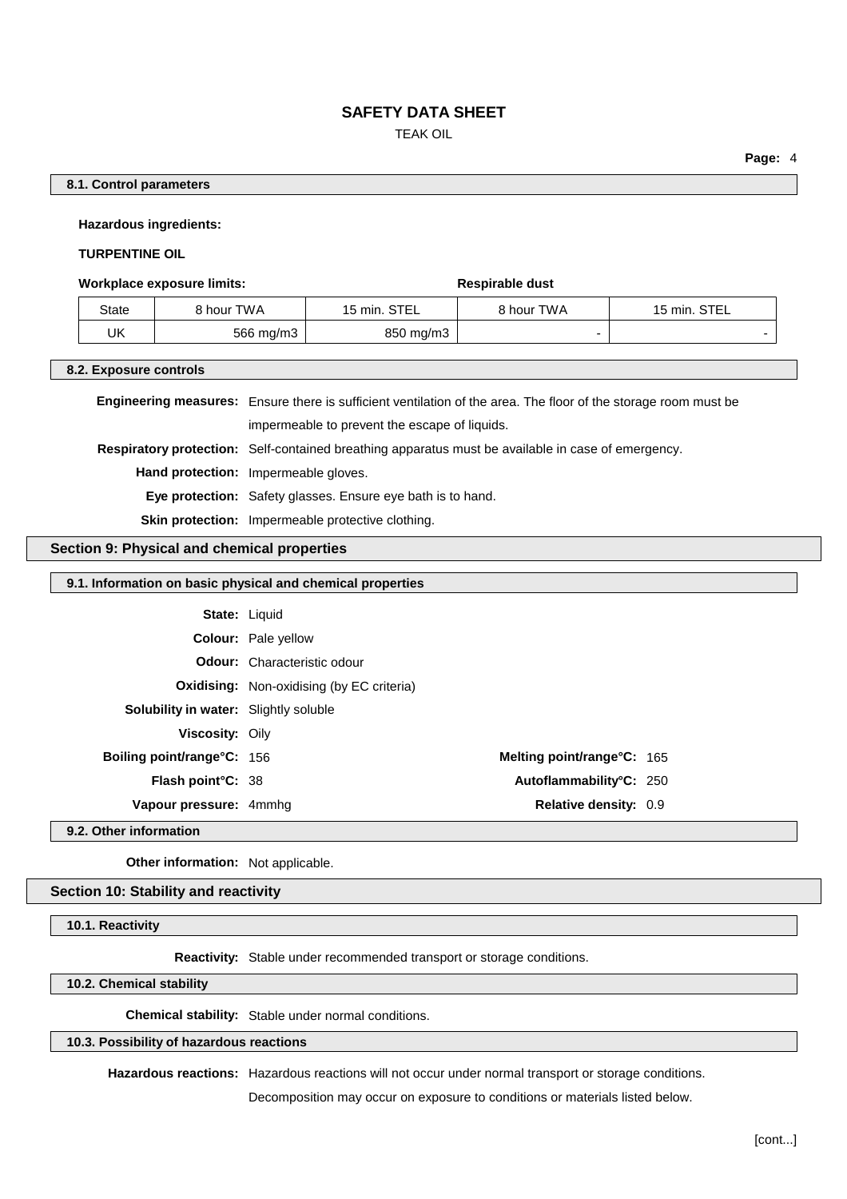#### 8.1. Control parameters

**Hazardous ingredients:**

**TURPENTINE OIL**

**Workplace exposure limits:** **Respirable dust**

| State | 8 hour TWA | 15 min. STEL | 8 hour TWA | 15 min. STEL |
|---|---|---|---|---|
| UK | 566 mg/m3 | 850 mg/m3 | - | - |

#### 8.2. Exposure controls

**Engineering measures:** Ensure there is sufficient ventilation of the area. The floor of the storage room must be impermeable to prevent the escape of liquids.

**Respiratory protection:** Self-contained breathing apparatus must be available in case of emergency.

**Hand protection:** Impermeable gloves.

**Eye protection:** Safety glasses. Ensure eye bath is to hand.

**Skin protection:** Impermeable protective clothing.

### Section 9: Physical and chemical properties

#### 9.1. Information on basic physical and chemical properties

**State:** Liquid

**Colour:** Pale yellow

**Odour:** Characteristic odour

**Oxidising:** Non-oxidising (by EC criteria)

**Solubility in water:** Slightly soluble

**Viscosity:** Oily

**Boiling point/range°C:** 156

**Melting point/range°C:** 165

**Flash point°C:** 38

**Autoflammability°C:** 250

**Vapour pressure:** 4mmhg

**Relative density:** 0.9

#### 9.2. Other information

**Other information:** Not applicable.

### Section 10: Stability and reactivity

#### 10.1. Reactivity

**Reactivity:** Stable under recommended transport or storage conditions.

#### 10.2. Chemical stability

**Chemical stability:** Stable under normal conditions.

#### 10.3. Possibility of hazardous reactions

**Hazardous reactions:** Hazardous reactions will not occur under normal transport or storage conditions.

Decomposition may occur on exposure to conditions or materials listed below.

[cont...]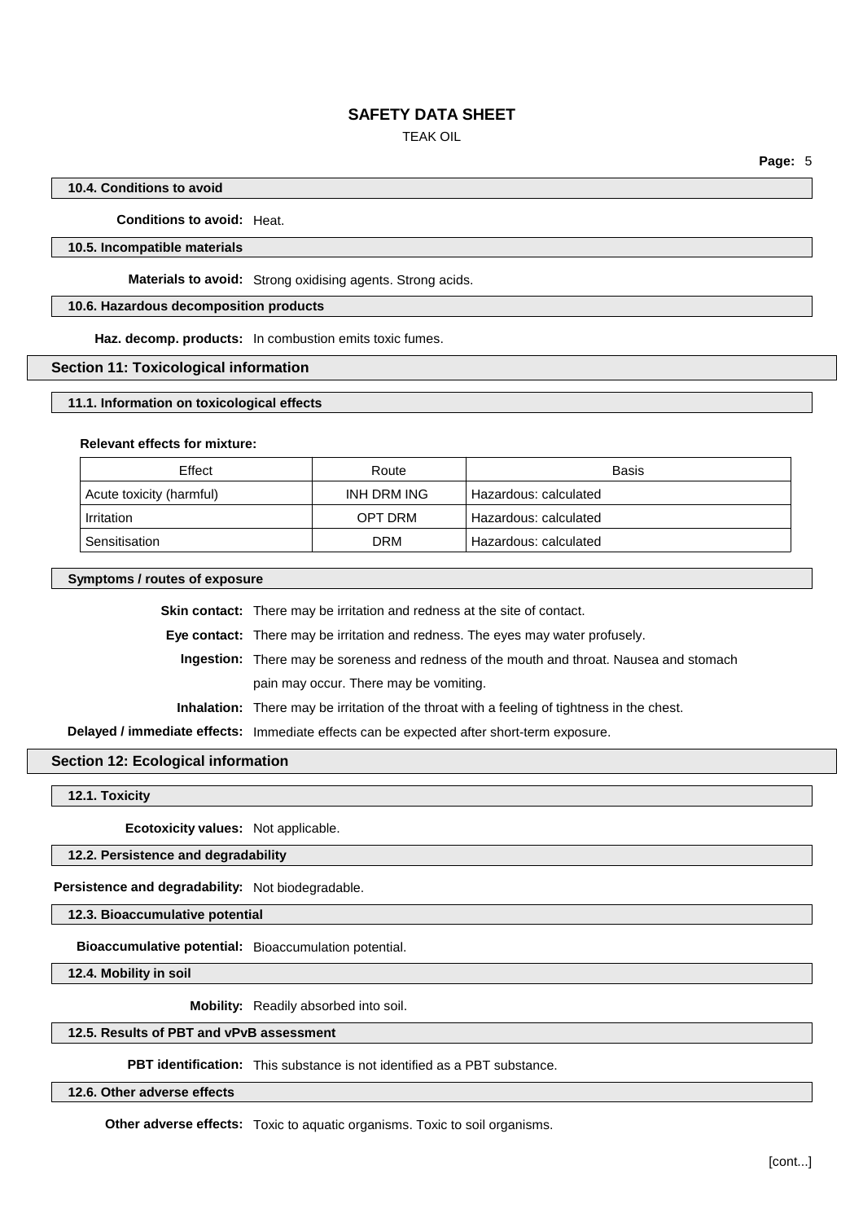### 10.4. Conditions to avoid

**Conditions to avoid:** Heat.

### 10.5. Incompatible materials

**Materials to avoid:** Strong oxidising agents. Strong acids.

### 10.6. Hazardous decomposition products

**Haz. decomp. products:** In combustion emits toxic fumes.

## Section 11: Toxicological information

### 11.1. Information on toxicological effects

**Relevant effects for mixture:**

| Effect | Route | Basis |
|---|---|---|
| Acute toxicity (harmful) | INH DRM ING | Hazardous: calculated |
| Irritation | OPT DRM | Hazardous: calculated |
| Sensitisation | DRM | Hazardous: calculated |

### Symptoms / routes of exposure

**Skin contact:** There may be irritation and redness at the site of contact.

**Eye contact:** There may be irritation and redness. The eyes may water profusely.

**Ingestion:** There may be soreness and redness of the mouth and throat. Nausea and stomach pain may occur. There may be vomiting.

**Inhalation:** There may be irritation of the throat with a feeling of tightness in the chest.

**Delayed / immediate effects:** Immediate effects can be expected after short-term exposure.

## Section 12: Ecological information

### 12.1. Toxicity

**Ecotoxicity values:** Not applicable.

### 12.2. Persistence and degradability

**Persistence and degradability:** Not biodegradable.

### 12.3. Bioaccumulative potential

**Bioaccumulative potential:** Bioaccumulation potential.

### 12.4. Mobility in soil

**Mobility:** Readily absorbed into soil.

### 12.5. Results of PBT and vPvB assessment

**PBT identification:** This substance is not identified as a PBT substance.

### 12.6. Other adverse effects

**Other adverse effects:** Toxic to aquatic organisms. Toxic to soil organisms.

[cont...]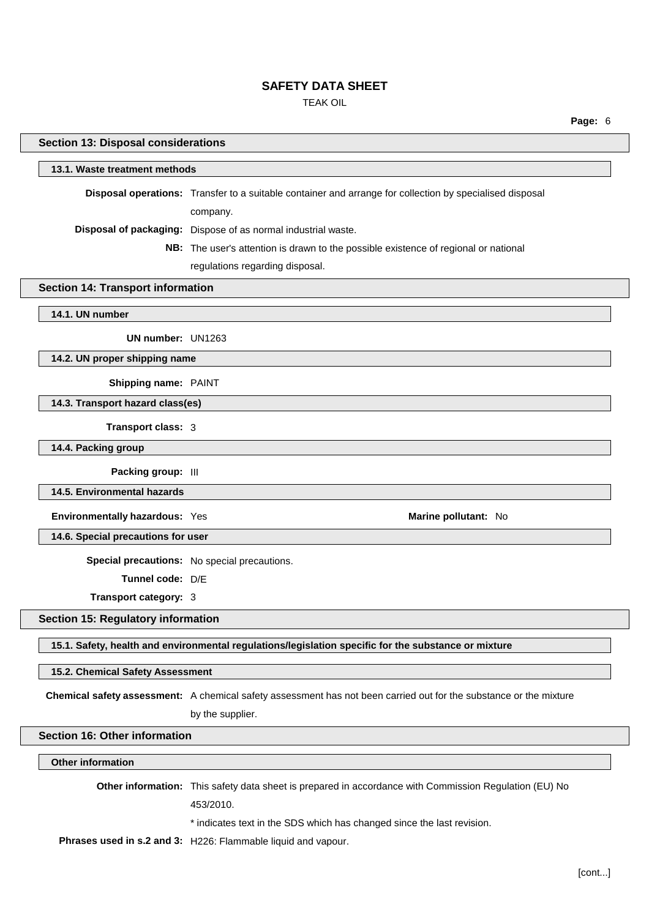## Section 13: Disposal considerations

### 13.1. Waste treatment methods

**Disposal operations:** Transfer to a suitable container and arrange for collection by specialised disposal company.

**Disposal of packaging:** Dispose of as normal industrial waste.

**NB:** The user's attention is drawn to the possible existence of regional or national regulations regarding disposal.

## Section 14: Transport information

### 14.1. UN number

**UN number:** UN1263

### 14.2. UN proper shipping name

**Shipping name:** PAINT

### 14.3. Transport hazard class(es)

**Transport class:** 3

### 14.4. Packing group

**Packing group:** III

### 14.5. Environmental hazards

**Environmentally hazardous:** Yes

**Marine pollutant:** No

### 14.6. Special precautions for user

**Special precautions:** No special precautions.

**Tunnel code:** D/E

**Transport category:** 3

## Section 15: Regulatory information

### 15.1. Safety, health and environmental regulations/legislation specific for the substance or mixture

### 15.2. Chemical Safety Assessment

**Chemical safety assessment:** A chemical safety assessment has not been carried out for the substance or the mixture by the supplier.

## Section 16: Other information

### Other information

**Other information:** This safety data sheet is prepared in accordance with Commission Regulation (EU) No 453/2010.

* indicates text in the SDS which has changed since the last revision.

**Phrases used in s.2 and 3:** H226: Flammable liquid and vapour.

[cont...]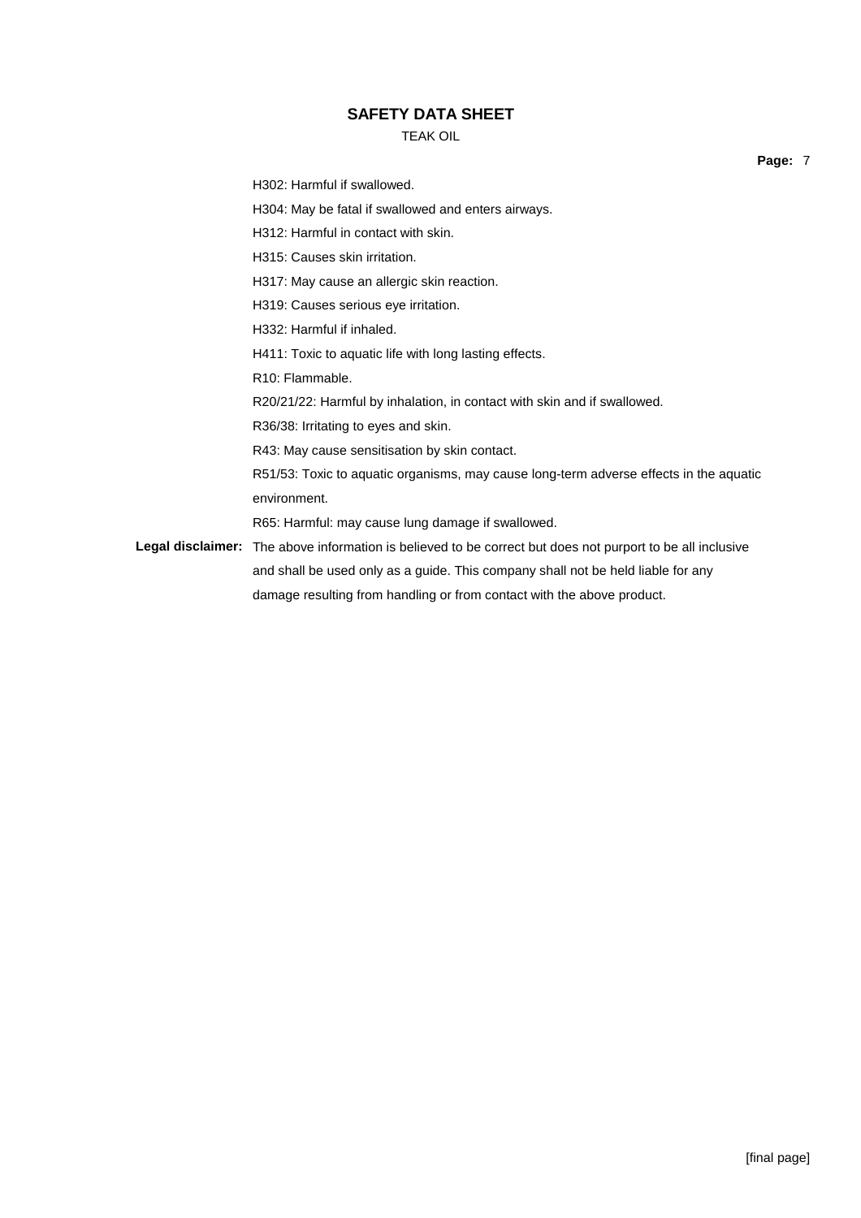H302: Harmful if swallowed.

H304: May be fatal if swallowed and enters airways.

H312: Harmful in contact with skin.

H315: Causes skin irritation.

H317: May cause an allergic skin reaction.

H319: Causes serious eye irritation.

H332: Harmful if inhaled.

H411: Toxic to aquatic life with long lasting effects.

R10: Flammable.

R20/21/22: Harmful by inhalation, in contact with skin and if swallowed.

R36/38: Irritating to eyes and skin.

R43: May cause sensitisation by skin contact.

R51/53: Toxic to aquatic organisms, may cause long-term adverse effects in the aquatic environment.

R65: Harmful: may cause lung damage if swallowed.

**Legal disclaimer:** The above information is believed to be correct but does not purport to be all inclusive and shall be used only as a guide. This company shall not be held liable for any damage resulting from handling or from contact with the above product.

[final page]